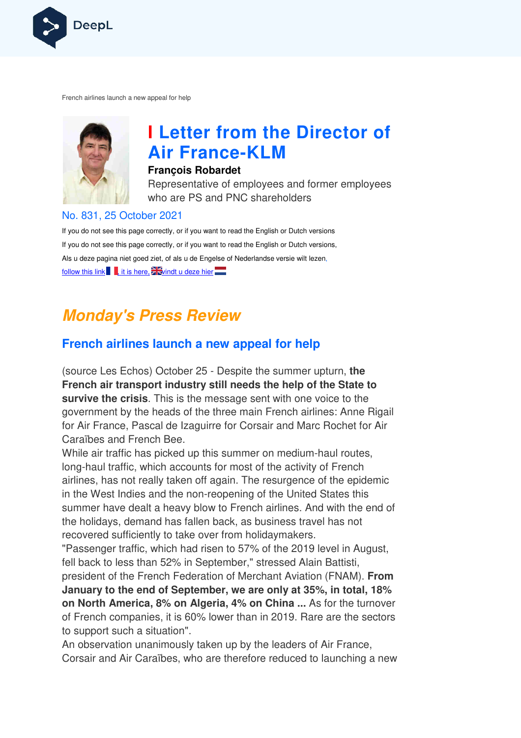French airlines launch a new appeal for help

# I Letter from the Director of Air France-KLM

**François Robardet**

Representative of employees and former employees who are PS and PNC shareholders

No. 831, 25 October 2021

If you do not see this page correctly, or if you want to read the English or Dutch versions

If you do not see this page correctly, or if you want to read the English or Dutch versions,

Als u deze pagina niet goed ziet, of als u de Engelse of Nederlandse versie wilt lezen,

follow this link, it is here, vindt u deze hier

## *Monday's Press Review*

### French airlines launch a new appeal for help

(source Les Echos) October 25 - Despite the summer upturn, **the French air transport industry still needs the help of the State to survive the crisis**. This is the message sent with one voice to the government by the heads of the three main French airlines: Anne Rigail for Air France, Pascal de Izaguirre for Corsair and Marc Rochet for Air Caraïbes and French Bee.

While air traffic has picked up this summer on medium-haul routes, long-haul traffic, which accounts for most of the activity of French airlines, has not really taken off again. The resurgence of the epidemic in the West Indies and the non-reopening of the United States this summer have dealt a heavy blow to French airlines. And with the end of the holidays, demand has fallen back, as business travel has not recovered sufficiently to take over from holidaymakers.

"Passenger traffic, which had risen to 57% of the 2019 level in August, fell back to less than 52% in September," stressed Alain Battisti, president of the French Federation of Merchant Aviation (FNAM). **From January to the end of September, we are only at 35%, in total, 18% on North America, 8% on Algeria, 4% on China ...** As for the turnover of French companies, it is 60% lower than in 2019. Rare are the sectors to support such a situation".

An observation unanimously taken up by the leaders of Air France, Corsair and Air Caraïbes, who are therefore reduced to launching a new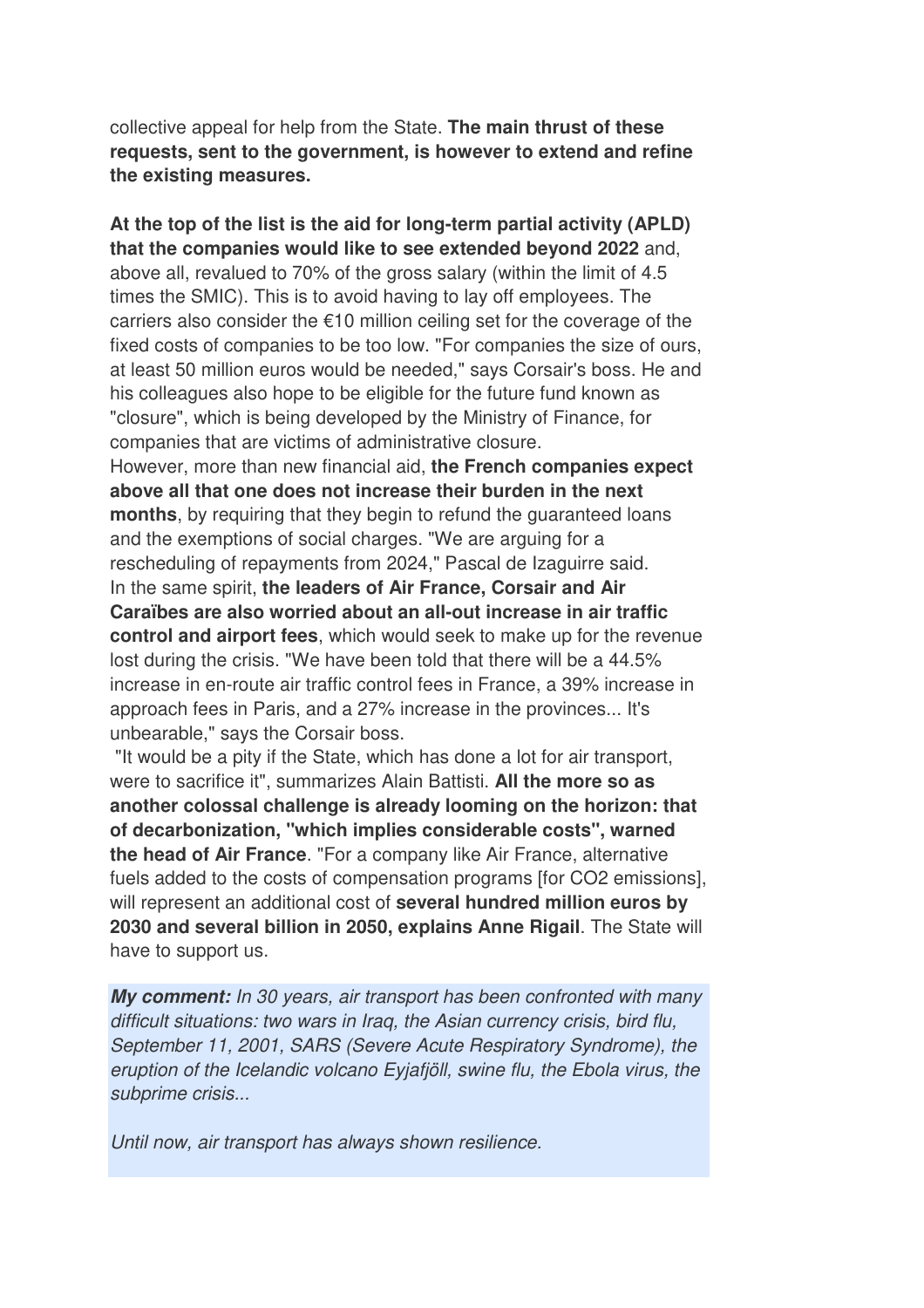collective appeal for help from the State. **The main thrust of these requests, sent to the government, is however to extend and refine the existing measures.**

**At the top of the list is the aid for long-term partial activity (APLD) that the companies would like to see extended beyond 2022** and, above all, revalued to 70% of the gross salary (within the limit of 4.5 times the SMIC). This is to avoid having to lay off employees. The carriers also consider the €10 million ceiling set for the coverage of the fixed costs of companies to be too low. "For companies the size of ours, at least 50 million euros would be needed," says Corsair's boss. He and his colleagues also hope to be eligible for the future fund known as "closure", which is being developed by the Ministry of Finance, for companies that are victims of administrative closure.
However, more than new financial aid, **the French companies expect above all that one does not increase their burden in the next months**, by requiring that they begin to refund the guaranteed loans and the exemptions of social charges. "We are arguing for a rescheduling of repayments from 2024," Pascal de Izaguirre said.
In the same spirit, **the leaders of Air France, Corsair and Air Caraïbes are also worried about an all-out increase in air traffic control and airport fees**, which would seek to make up for the revenue lost during the crisis. "We have been told that there will be a 44.5% increase in en-route air traffic control fees in France, a 39% increase in approach fees in Paris, and a 27% increase in the provinces... It's unbearable," says the Corsair boss.
"It would be a pity if the State, which has done a lot for air transport, were to sacrifice it", summarizes Alain Battisti. **All the more so as another colossal challenge is already looming on the horizon: that of decarbonization, "which implies considerable costs", warned the head of Air France**. "For a company like Air France, alternative fuels added to the costs of compensation programs [for CO2 emissions], will represent an additional cost of **several hundred million euros by 2030 and several billion in 2050, explains Anne Rigail**. The State will have to support us.

***My comment:*** *In 30 years, air transport has been confronted with many difficult situations: two wars in Iraq, the Asian currency crisis, bird flu, September 11, 2001, SARS (Severe Acute Respiratory Syndrome), the eruption of the Icelandic volcano Eyjafjöll, swine flu, the Ebola virus, the subprime crisis...*

*Until now, air transport has always shown resilience.*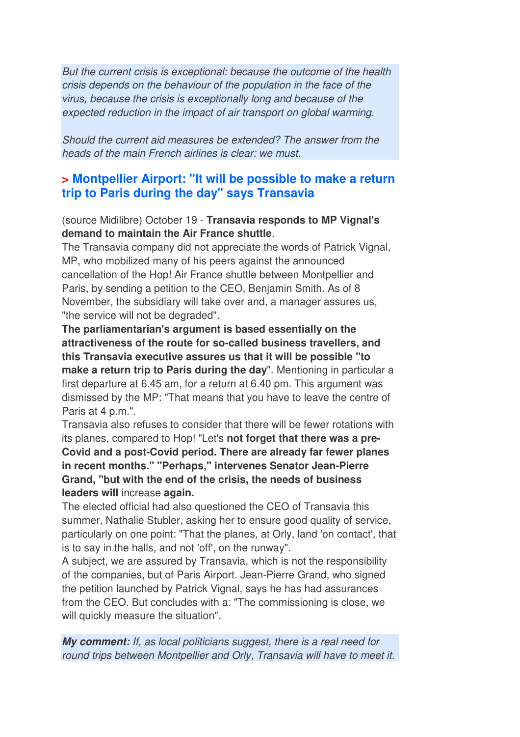*But the current crisis is exceptional: because the outcome of the health crisis depends on the behaviour of the population in the face of the virus, because the crisis is exceptionally long and because of the expected reduction in the impact of air transport on global warming.*

*Should the current aid measures be extended? The answer from the heads of the main French airlines is clear: we must.*

## > Montpellier Airport: "It will be possible to make a return trip to Paris during the day" says Transavia

(source Midilibre) October 19 - **Transavia responds to MP Vignal's demand to maintain the Air France shuttle**.

The Transavia company did not appreciate the words of Patrick Vignal, MP, who mobilized many of his peers against the announced cancellation of the Hop! Air France shuttle between Montpellier and Paris, by sending a petition to the CEO, Benjamin Smith. As of 8 November, the subsidiary will take over and, a manager assures us, "the service will not be degraded".

**The parliamentarian's argument is based essentially on the attractiveness of the route for so-called business travellers, and this Transavia executive assures us that it will be possible "to make a return trip to Paris during the day**". Mentioning in particular a first departure at 6.45 am, for a return at 6.40 pm. This argument was dismissed by the MP: "That means that you have to leave the centre of Paris at 4 p.m.".

Transavia also refuses to consider that there will be fewer rotations with its planes, compared to Hop! "Let's **not forget that there was a pre-Covid and a post-Covid period. There are already far fewer planes in recent months." "Perhaps," intervenes Senator Jean-Pierre Grand, "but with the end of the crisis, the needs of business leaders will** increase **again.**

The elected official had also questioned the CEO of Transavia this summer, Nathalie Stubler, asking her to ensure good quality of service, particularly on one point: "That the planes, at Orly, land 'on contact', that is to say in the halls, and not 'off', on the runway".

A subject, we are assured by Transavia, which is not the responsibility of the companies, but of Paris Airport. Jean-Pierre Grand, who signed the petition launched by Patrick Vignal, says he has had assurances from the CEO. But concludes with a: "The commissioning is close, we will quickly measure the situation".

***My comment:*** *If, as local politicians suggest, there is a real need for round trips between Montpellier and Orly, Transavia will have to meet it.*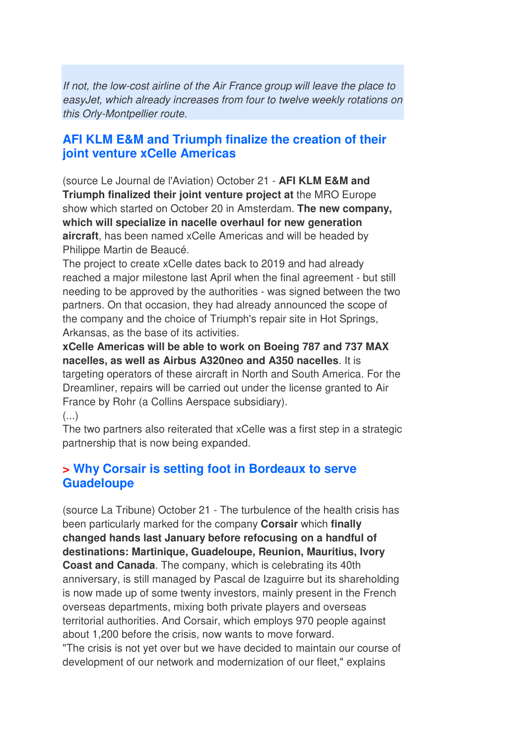*If not, the low-cost airline of the Air France group will leave the place to easyJet, which already increases from four to twelve weekly rotations on this Orly-Montpellier route.*

## AFI KLM E&M and Triumph finalize the creation of their joint venture xCelle Americas

(source Le Journal de l'Aviation) October 21 - **AFI KLM E&M and Triumph finalized their joint venture project at** the MRO Europe show which started on October 20 in Amsterdam. **The new company, which will specialize in nacelle overhaul for new generation aircraft**, has been named xCelle Americas and will be headed by Philippe Martin de Beaucé.
The project to create xCelle dates back to 2019 and had already reached a major milestone last April when the final agreement - but still needing to be approved by the authorities - was signed between the two partners. On that occasion, they had already announced the scope of the company and the choice of Triumph's repair site in Hot Springs, Arkansas, as the base of its activities.
**xCelle Americas will be able to work on Boeing 787 and 737 MAX nacelles, as well as Airbus A320neo and A350 nacelles**. It is targeting operators of these aircraft in North and South America. For the Dreamliner, repairs will be carried out under the license granted to Air France by Rohr (a Collins Aerspace subsidiary).
(...)
The two partners also reiterated that xCelle was a first step in a strategic partnership that is now being expanded.

## > Why Corsair is setting foot in Bordeaux to serve Guadeloupe

(source La Tribune) October 21 - The turbulence of the health crisis has been particularly marked for the company **Corsair** which **finally changed hands last January before refocusing on a handful of destinations: Martinique, Guadeloupe, Reunion, Mauritius, Ivory Coast and Canada**. The company, which is celebrating its 40th anniversary, is still managed by Pascal de Izaguirre but its shareholding is now made up of some twenty investors, mainly present in the French overseas departments, mixing both private players and overseas territorial authorities. And Corsair, which employs 970 people against about 1,200 before the crisis, now wants to move forward.
"The crisis is not yet over but we have decided to maintain our course of development of our network and modernization of our fleet," explains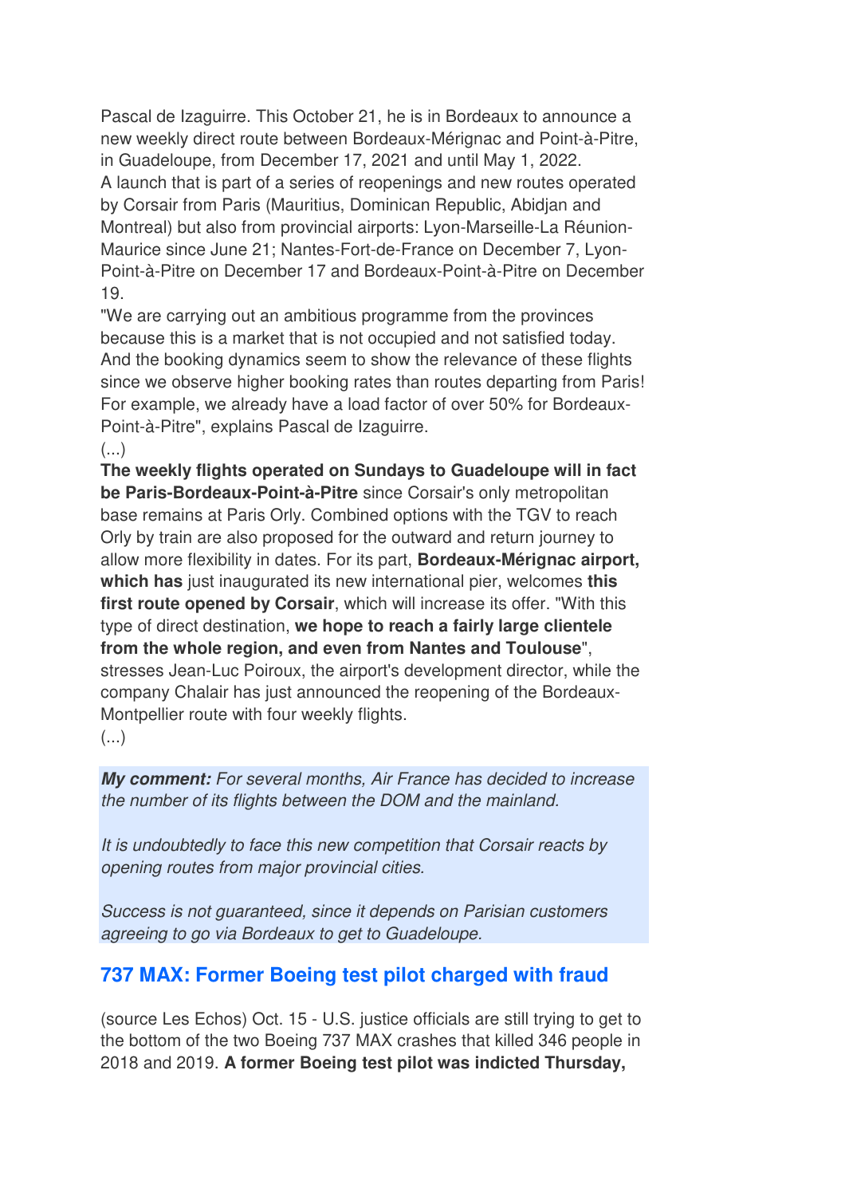Pascal de Izaguirre. This October 21, he is in Bordeaux to announce a new weekly direct route between Bordeaux-Mérignac and Point-à-Pitre, in Guadeloupe, from December 17, 2021 and until May 1, 2022.
A launch that is part of a series of reopenings and new routes operated by Corsair from Paris (Mauritius, Dominican Republic, Abidjan and Montreal) but also from provincial airports: Lyon-Marseille-La Réunion-Maurice since June 21; Nantes-Fort-de-France on December 7, Lyon-Point-à-Pitre on December 17 and Bordeaux-Point-à-Pitre on December 19.
"We are carrying out an ambitious programme from the provinces because this is a market that is not occupied and not satisfied today. And the booking dynamics seem to show the relevance of these flights since we observe higher booking rates than routes departing from Paris! For example, we already have a load factor of over 50% for Bordeaux-Point-à-Pitre", explains Pascal de Izaguirre.
(...)
**The weekly flights operated on Sundays to Guadeloupe will in fact be Paris-Bordeaux-Point-à-Pitre** since Corsair's only metropolitan base remains at Paris Orly. Combined options with the TGV to reach Orly by train are also proposed for the outward and return journey to allow more flexibility in dates. For its part, **Bordeaux-Mérignac airport, which has** just inaugurated its new international pier, welcomes **this first route opened by Corsair**, which will increase its offer. "With this type of direct destination, **we hope to reach a fairly large clientele from the whole region, and even from Nantes and Toulouse**", stresses Jean-Luc Poiroux, the airport's development director, while the company Chalair has just announced the reopening of the Bordeaux-Montpellier route with four weekly flights.
(...)

***My comment:*** *For several months, Air France has decided to increase the number of its flights between the DOM and the mainland.*

*It is undoubtedly to face this new competition that Corsair reacts by opening routes from major provincial cities.*

*Success is not guaranteed, since it depends on Parisian customers agreeing to go via Bordeaux to get to Guadeloupe.*

## 737 MAX: Former Boeing test pilot charged with fraud

(source Les Echos) Oct. 15 - U.S. justice officials are still trying to get to the bottom of the two Boeing 737 MAX crashes that killed 346 people in 2018 and 2019. **A former Boeing test pilot was indicted Thursday,**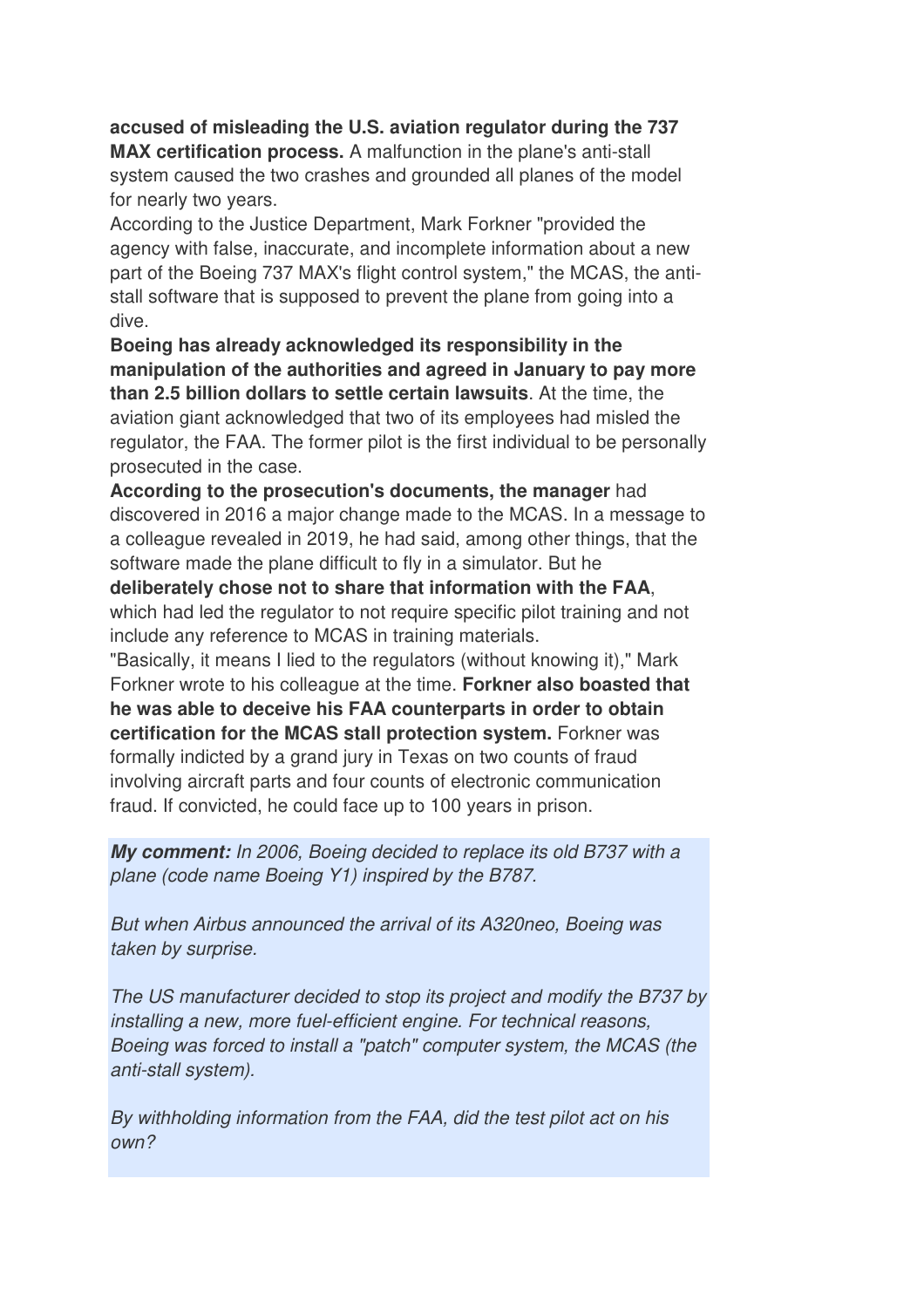**accused of misleading the U.S. aviation regulator during the 737 MAX certification process.** A malfunction in the plane's anti-stall system caused the two crashes and grounded all planes of the model for nearly two years.

According to the Justice Department, Mark Forkner "provided the agency with false, inaccurate, and incomplete information about a new part of the Boeing 737 MAX's flight control system," the MCAS, the anti-stall software that is supposed to prevent the plane from going into a dive.

**Boeing has already acknowledged its responsibility in the manipulation of the authorities and agreed in January to pay more than 2.5 billion dollars to settle certain lawsuits**. At the time, the aviation giant acknowledged that two of its employees had misled the regulator, the FAA. The former pilot is the first individual to be personally prosecuted in the case.

**According to the prosecution's documents, the manager** had discovered in 2016 a major change made to the MCAS. In a message to a colleague revealed in 2019, he had said, among other things, that the software made the plane difficult to fly in a simulator. But he **deliberately chose not to share that information with the FAA**, which had led the regulator to not require specific pilot training and not include any reference to MCAS in training materials.

"Basically, it means I lied to the regulators (without knowing it)," Mark Forkner wrote to his colleague at the time. **Forkner also boasted that he was able to deceive his FAA counterparts in order to obtain certification for the MCAS stall protection system.** Forkner was formally indicted by a grand jury in Texas on two counts of fraud involving aircraft parts and four counts of electronic communication fraud. If convicted, he could face up to 100 years in prison.

***My comment:*** *In 2006, Boeing decided to replace its old B737 with a plane (code name Boeing Y1) inspired by the B787.*

*But when Airbus announced the arrival of its A320neo, Boeing was taken by surprise.*

*The US manufacturer decided to stop its project and modify the B737 by installing a new, more fuel-efficient engine. For technical reasons, Boeing was forced to install a "patch" computer system, the MCAS (the anti-stall system).*

*By withholding information from the FAA, did the test pilot act on his own?*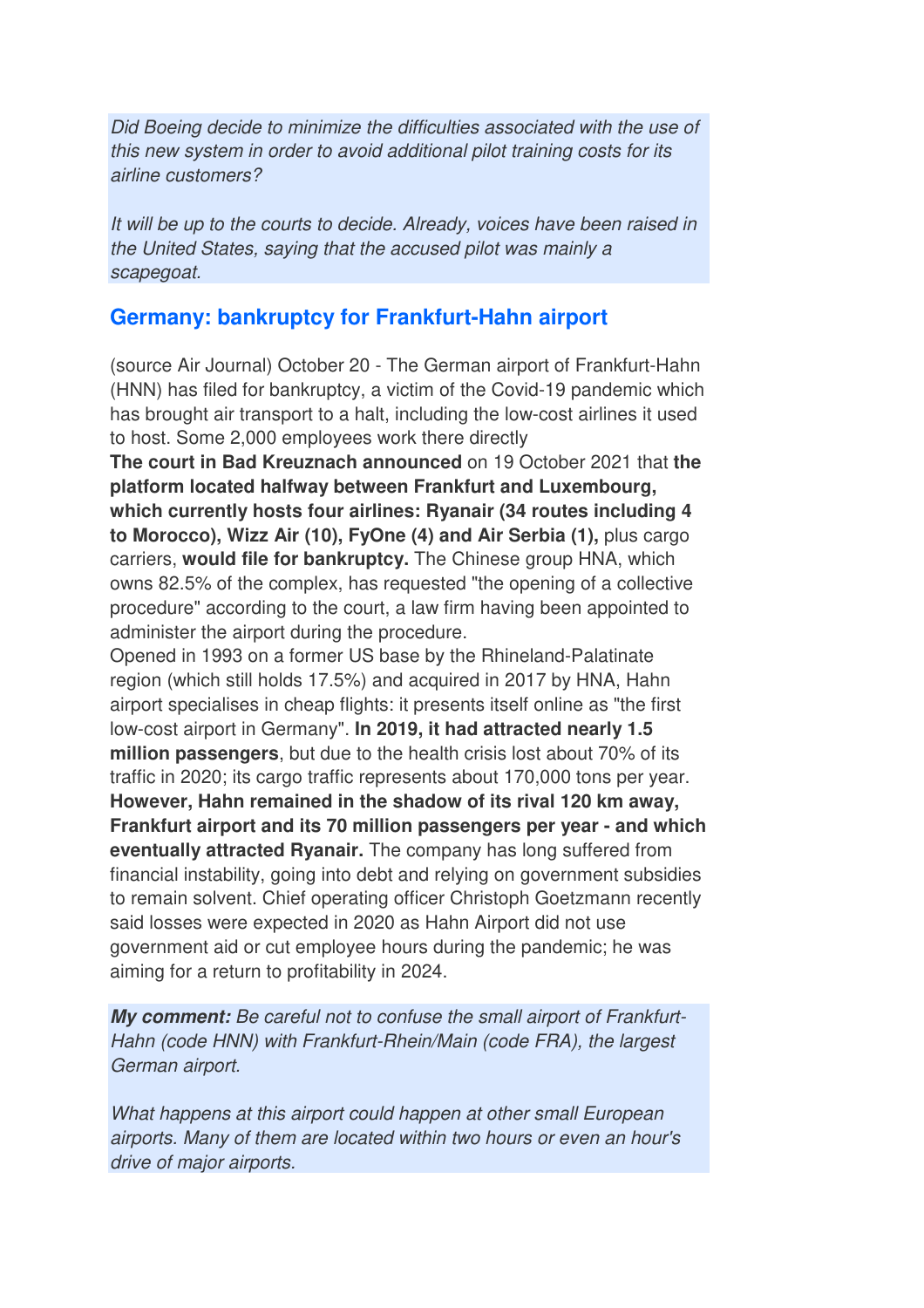*Did Boeing decide to minimize the difficulties associated with the use of this new system in order to avoid additional pilot training costs for its airline customers?*

*It will be up to the courts to decide. Already, voices have been raised in the United States, saying that the accused pilot was mainly a scapegoat.*

## Germany: bankruptcy for Frankfurt-Hahn airport

(source Air Journal) October 20 - The German airport of Frankfurt-Hahn (HNN) has filed for bankruptcy, a victim of the Covid-19 pandemic which has brought air transport to a halt, including the low-cost airlines it used to host. Some 2,000 employees work there directly
**The court in Bad Kreuznach announced** on 19 October 2021 that **the platform located halfway between Frankfurt and Luxembourg, which currently hosts four airlines: Ryanair (34 routes including 4 to Morocco), Wizz Air (10), FyOne (4) and Air Serbia (1),** plus cargo carriers, **would file for bankruptcy.** The Chinese group HNA, which owns 82.5% of the complex, has requested "the opening of a collective procedure" according to the court, a law firm having been appointed to administer the airport during the procedure.
Opened in 1993 on a former US base by the Rhineland-Palatinate region (which still holds 17.5%) and acquired in 2017 by HNA, Hahn airport specialises in cheap flights: it presents itself online as "the first low-cost airport in Germany". **In 2019, it had attracted nearly 1.5 million passengers**, but due to the health crisis lost about 70% of its traffic in 2020; its cargo traffic represents about 170,000 tons per year. **However, Hahn remained in the shadow of its rival 120 km away, Frankfurt airport and its 70 million passengers per year - and which eventually attracted Ryanair.** The company has long suffered from financial instability, going into debt and relying on government subsidies to remain solvent. Chief operating officer Christoph Goetzmann recently said losses were expected in 2020 as Hahn Airport did not use government aid or cut employee hours during the pandemic; he was aiming for a return to profitability in 2024.

***My comment:*** *Be careful not to confuse the small airport of Frankfurt-Hahn (code HNN) with Frankfurt-Rhein/Main (code FRA), the largest German airport.*

*What happens at this airport could happen at other small European airports. Many of them are located within two hours or even an hour's drive of major airports.*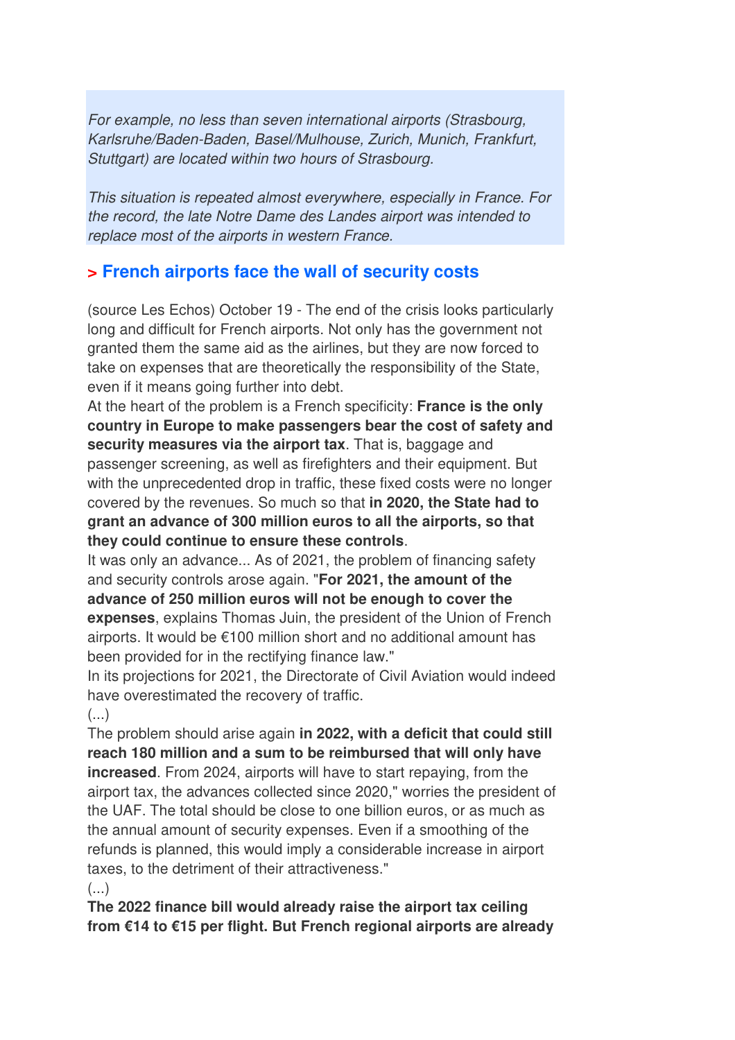*For example, no less than seven international airports (Strasbourg, Karlsruhe/Baden-Baden, Basel/Mulhouse, Zurich, Munich, Frankfurt, Stuttgart) are located within two hours of Strasbourg.*

*This situation is repeated almost everywhere, especially in France. For the record, the late Notre Dame des Landes airport was intended to replace most of the airports in western France.*

## > French airports face the wall of security costs

(source Les Echos) October 19 - The end of the crisis looks particularly long and difficult for French airports. Not only has the government not granted them the same aid as the airlines, but they are now forced to take on expenses that are theoretically the responsibility of the State, even if it means going further into debt.
At the heart of the problem is a French specificity: **France is the only country in Europe to make passengers bear the cost of safety and security measures via the airport tax**. That is, baggage and passenger screening, as well as firefighters and their equipment. But with the unprecedented drop in traffic, these fixed costs were no longer covered by the revenues. So much so that **in 2020, the State had to grant an advance of 300 million euros to all the airports, so that they could continue to ensure these controls**.
It was only an advance... As of 2021, the problem of financing safety and security controls arose again. "**For 2021, the amount of the advance of 250 million euros will not be enough to cover the expenses**, explains Thomas Juin, the president of the Union of French airports. It would be €100 million short and no additional amount has been provided for in the rectifying finance law."
In its projections for 2021, the Directorate of Civil Aviation would indeed have overestimated the recovery of traffic.
(...)
The problem should arise again **in 2022, with a deficit that could still reach 180 million and a sum to be reimbursed that will only have increased**. From 2024, airports will have to start repaying, from the airport tax, the advances collected since 2020," worries the president of the UAF. The total should be close to one billion euros, or as much as the annual amount of security expenses. Even if a smoothing of the refunds is planned, this would imply a considerable increase in airport taxes, to the detriment of their attractiveness."
(...)
**The 2022 finance bill would already raise the airport tax ceiling from €14 to €15 per flight. But French regional airports are already**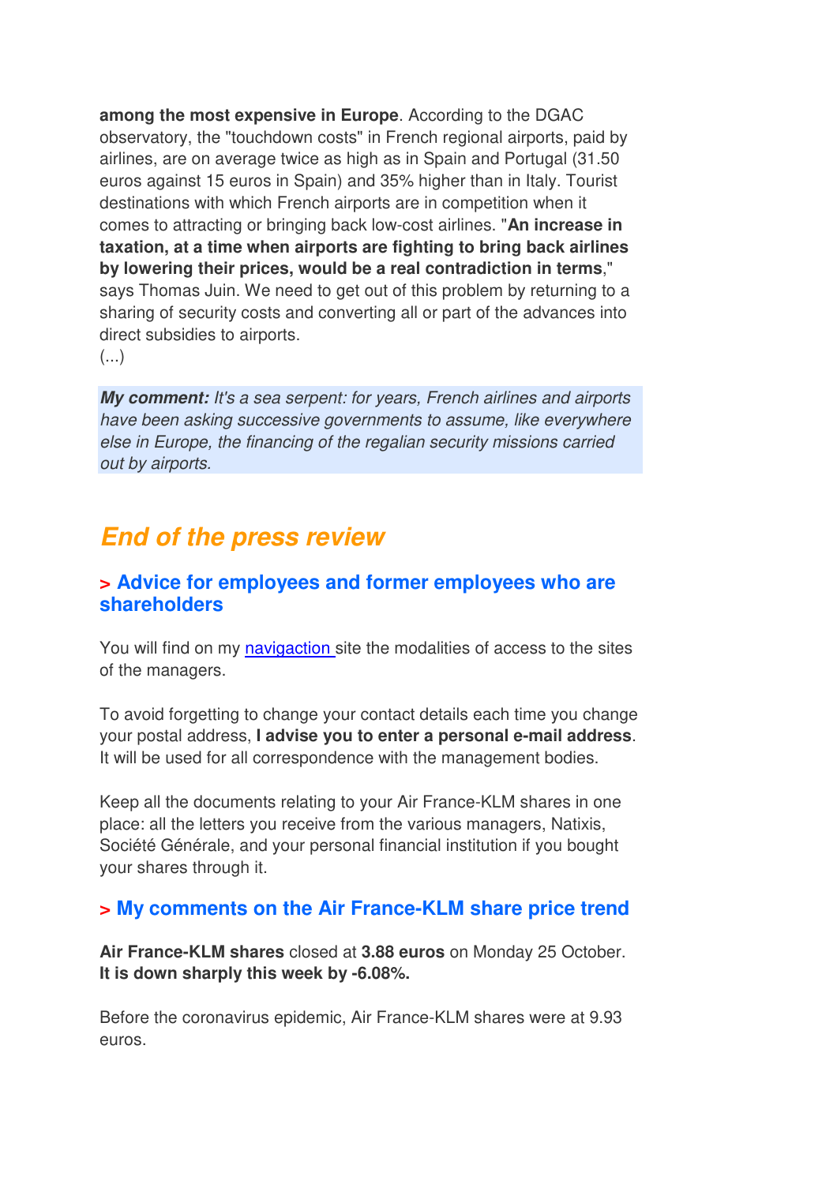**among the most expensive in Europe**. According to the DGAC observatory, the "touchdown costs" in French regional airports, paid by airlines, are on average twice as high as in Spain and Portugal (31.50 euros against 15 euros in Spain) and 35% higher than in Italy. Tourist destinations with which French airports are in competition when it comes to attracting or bringing back low-cost airlines. "**An increase in taxation, at a time when airports are fighting to bring back airlines by lowering their prices, would be a real contradiction in terms**," says Thomas Juin. We need to get out of this problem by returning to a sharing of security costs and converting all or part of the advances into direct subsidies to airports.
(...)

***My comment:*** *It's a sea serpent: for years, French airlines and airports have been asking successive governments to assume, like everywhere else in Europe, the financing of the regalian security missions carried out by airports.*

## *End of the press review*

### > Advice for employees and former employees who are shareholders

You will find on my navigaction site the modalities of access to the sites of the managers.

To avoid forgetting to change your contact details each time you change your postal address, **I advise you to enter a personal e-mail address**. It will be used for all correspondence with the management bodies.

Keep all the documents relating to your Air France-KLM shares in one place: all the letters you receive from the various managers, Natixis, Société Générale, and your personal financial institution if you bought your shares through it.

### > My comments on the Air France-KLM share price trend

**Air France-KLM shares** closed at **3.88 euros** on Monday 25 October. **It is down sharply this week by -6.08%.**

Before the coronavirus epidemic, Air France-KLM shares were at 9.93 euros.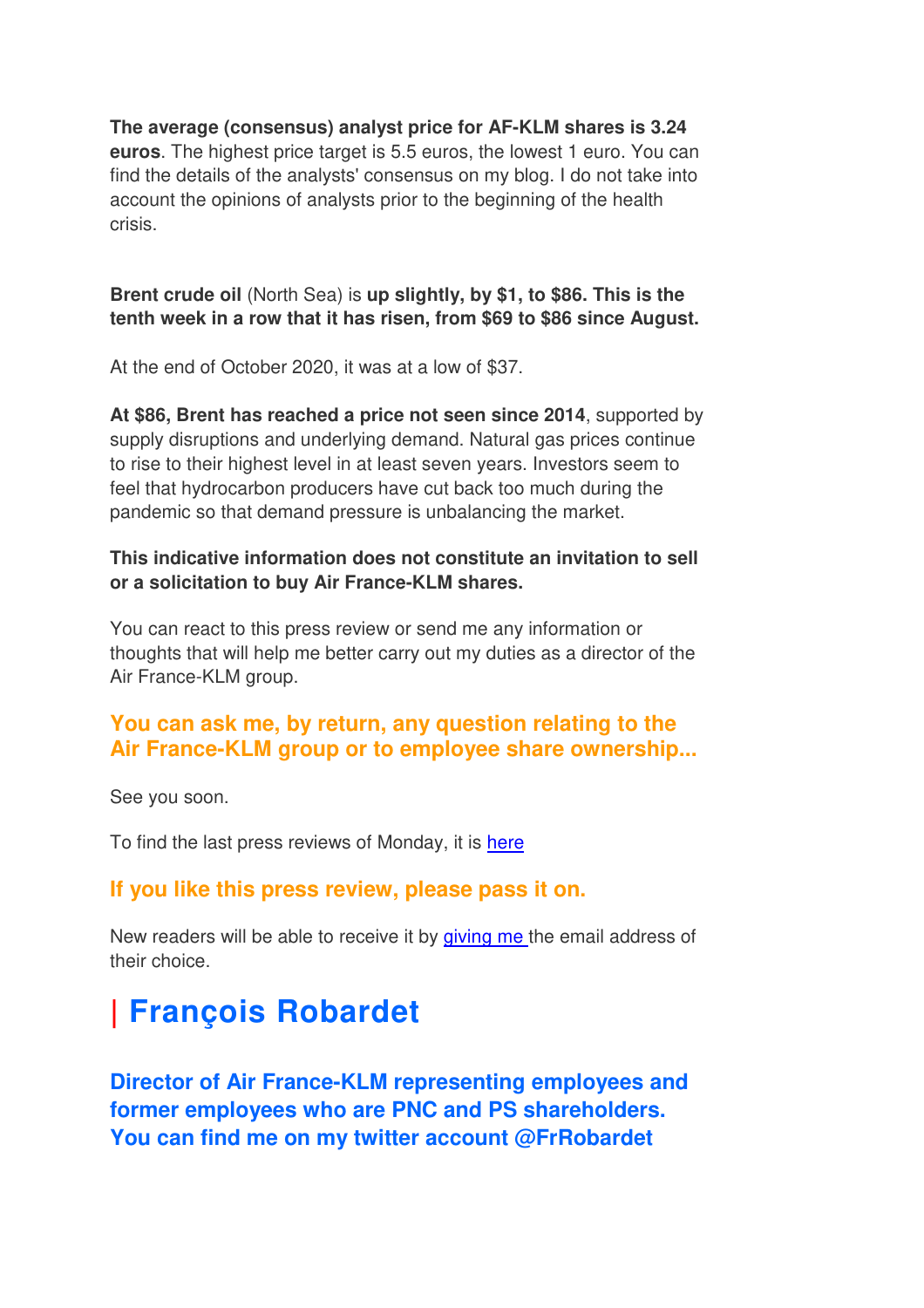**The average (consensus) analyst price for AF-KLM shares is 3.24 euros**. The highest price target is 5.5 euros, the lowest 1 euro. You can find the details of the analysts' consensus on my blog. I do not take into account the opinions of analysts prior to the beginning of the health crisis.

**Brent crude oil** (North Sea) is **up slightly, by $1, to $86. This is the tenth week in a row that it has risen, from $69 to $86 since August.**

At the end of October 2020, it was at a low of $37.

**At $86, Brent has reached a price not seen since 2014**, supported by supply disruptions and underlying demand. Natural gas prices continue to rise to their highest level in at least seven years. Investors seem to feel that hydrocarbon producers have cut back too much during the pandemic so that demand pressure is unbalancing the market.

**This indicative information does not constitute an invitation to sell or a solicitation to buy Air France-KLM shares.**

You can react to this press review or send me any information or thoughts that will help me better carry out my duties as a director of the Air France-KLM group.

### You can ask me, by return, any question relating to the Air France-KLM group or to employee share ownership...

See you soon.

To find the last press reviews of Monday, it is here

### If you like this press review, please pass it on.

New readers will be able to receive it by giving me the email address of their choice.

# | François Robardet

### Director of Air France-KLM representing employees and former employees who are PNC and PS shareholders. You can find me on my twitter account @FrRobardet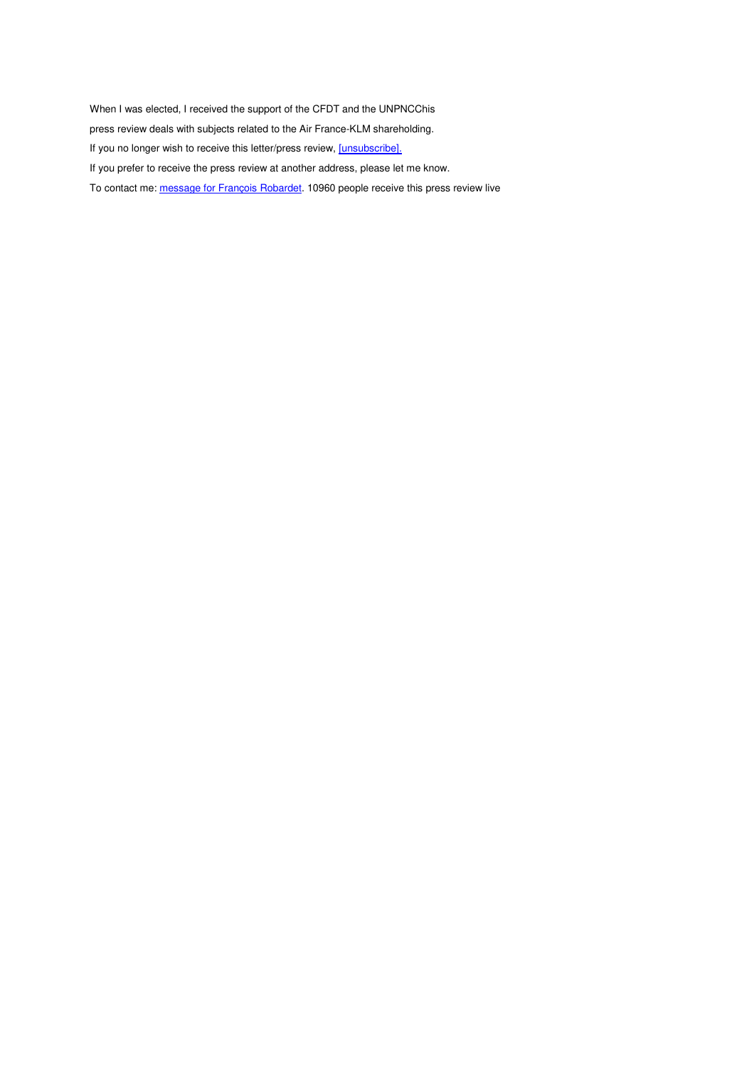When I was elected, I received the support of the CFDT and the UNPNCChis

press review deals with subjects related to the Air France-KLM shareholding.

If you no longer wish to receive this letter/press review, [unsubscribe].

If you prefer to receive the press review at another address, please let me know.

To contact me: message for François Robardet. 10960 people receive this press review live